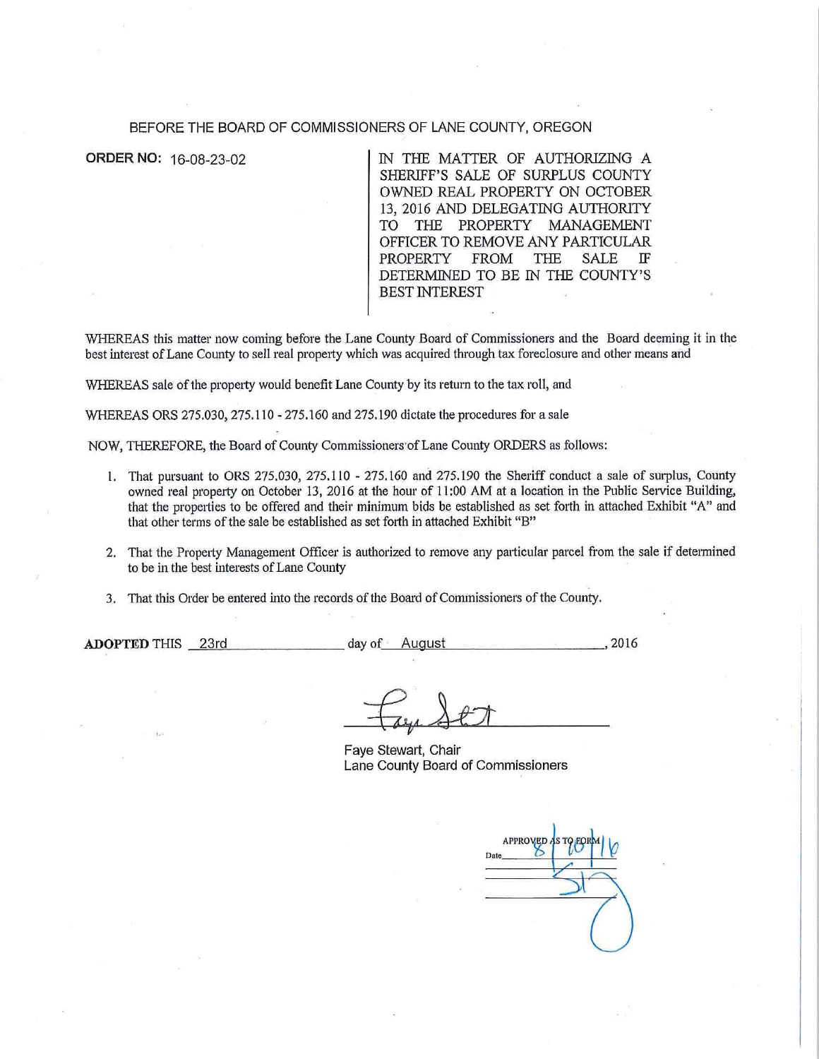# BEFORE THE BOARD OF COMMISSIONERS OF LANE COUNTY, OREGON

**ORDER NO:** 16-08-23-02

IN THE MATTER OF AUTHORIZING A SHERIFF'S SALE OF SURPLUS COUNTY OWNED REAL PROPERTY ON OCTOBER 13, 2016 AND DELEGATING AUTHORITY TO THE PROPERTY MANAGEMENT OFFICER TO REMOVE ANY PARTICULAR PROPERTY FROM THE SALE IF DETERMINED TO BE IN THE COUNTY'S BEST INTEREST

WHEREAS this matter now coming before the Lane County Board of Commissioners and the Board deeming it in the best interest of Lane County to sell real property which was acquired through tax foreclosure and other means and

WHEREAS sale of the property would benefit Lane County by its return to the tax roll, and

WHEREAS ORS 275.030, 275.110 - 275.160 and 275.190 dictate the procedures for a sale

NOW, THEREFORE, the Board of County Commissioners of Lane County ORDERS as follows:

1. That pursuant to ORS 275.030, 275.110 - 275.160 and 275.190 the Sheriff conduct a sale of surplus, County owned real property on October 13, 2016 at the hour of 11:00 AM at a location in the Public Service Building, that the properties to be offered and their minimum bids be established as set forth in attached Exhibit "A" and that other terms of the sale be established as set forth in attached Exhibit "B"
2. That the Property Management Officer is authorized to remove any particular parcel from the sale if determined to be in the best interests of Lane County
3. That this Order be entered into the records of the Board of Commissioners of the County.

**ADOPTED** THIS 23rd day of August, 2016

Faye Stewart, Chair
Lane County Board of Commissioners

APPROVED AS TO FORM
Date 8/10/16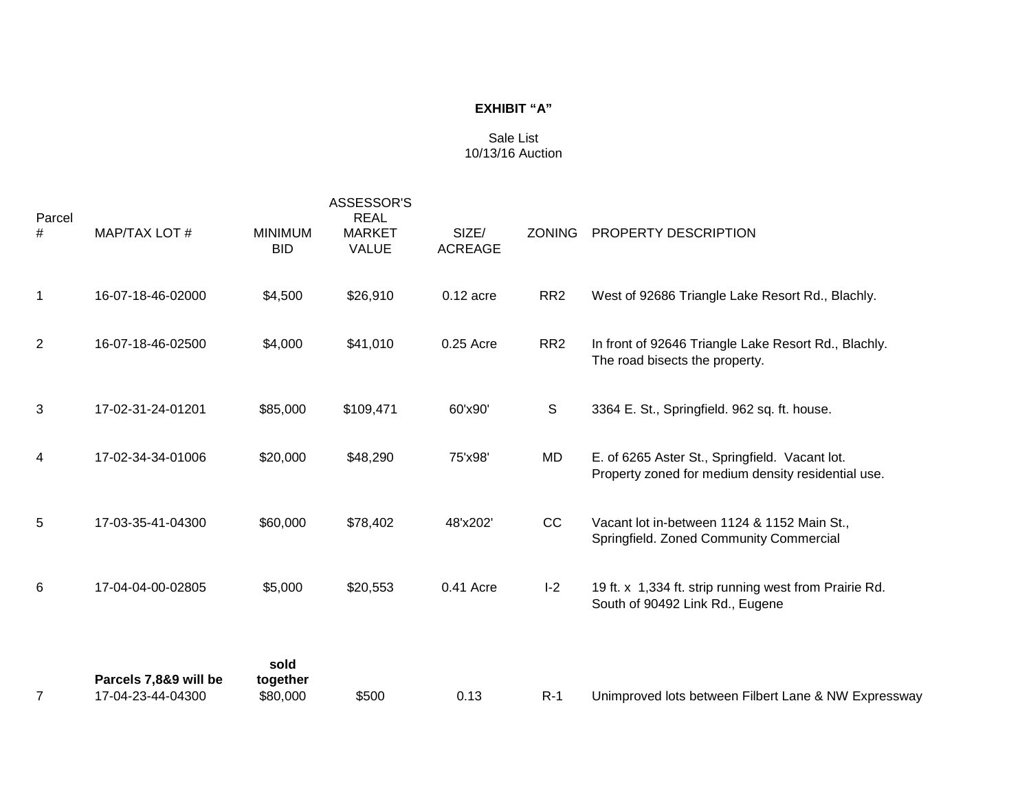**EXHIBIT "A"**

Sale List
10/13/16 Auction

| Parcel # | MAP/TAX LOT # | MINIMUM BID | ASSESSOR'S REAL MARKET VALUE | SIZE/ ACREAGE | ZONING | PROPERTY DESCRIPTION |
|---|---|---|---|---|---|---|
| 1 | 16-07-18-46-02000 | $4,500 | $26,910 | 0.12 acre | RR2 | West of 92686 Triangle Lake Resort Rd., Blachly. |
| 2 | 16-07-18-46-02500 | $4,000 | $41,010 | 0.25 Acre | RR2 | In front of 92646 Triangle Lake Resort Rd., Blachly. The road bisects the property. |
| 3 | 17-02-31-24-01201 | $85,000 | $109,471 | 60'x90' | S | 3364 E. St., Springfield. 962 sq. ft. house. |
| 4 | 17-02-34-34-01006 | $20,000 | $48,290 | 75'x98' | MD | E. of 6265 Aster St., Springfield. Vacant lot. Property zoned for medium density residential use. |
| 5 | 17-03-35-41-04300 | $60,000 | $78,402 | 48'x202' | CC | Vacant lot in-between 1124 & 1152 Main St., Springfield. Zoned Community Commercial |
| 6 | 17-04-04-00-02805 | $5,000 | $20,553 | 0.41 Acre | I-2 | 19 ft. x 1,334 ft. strip running west from Prairie Rd. South of 90492 Link Rd., Eugene |
| | **Parcels 7,8&9 will be** | **sold together** | | | | |
| 7 | 17-04-23-44-04300 | $80,000 | $500 | 0.13 | R-1 | Unimproved lots between Filbert Lane & NW Expressway |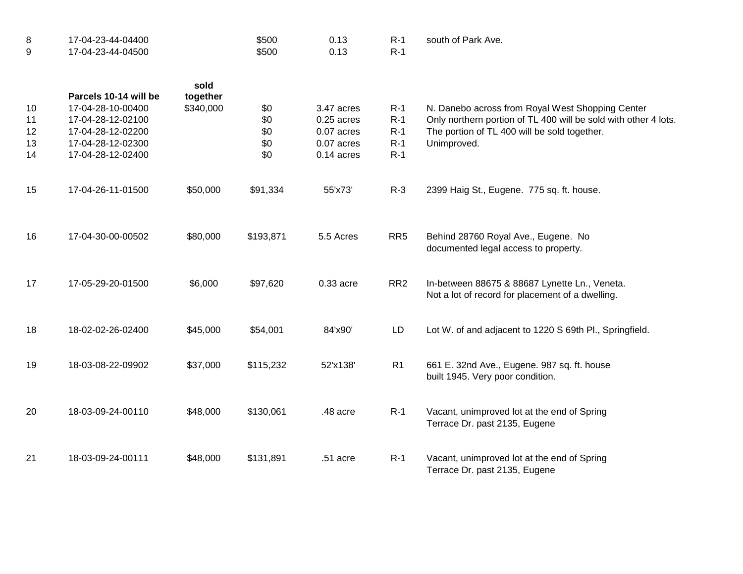| | | | | | | |
|---|---|---|---|---|---|---|
| 8 | 17-04-23-44-04400 | | $500 | 0.13 | R-1 | south of Park Ave. |
| 9 | 17-04-23-44-04500 | | $500 | 0.13 | R-1 | |
| | **Parcels 10-14 will be** | **sold together** | | | | |
| 10 | 17-04-28-10-00400 | $340,000 | $0 | 3.47 acres | R-1 | N. Danebo across from Royal West Shopping Center |
| 11 | 17-04-28-12-02100 | | $0 | 0.25 acres | R-1 | Only northern portion of TL 400 will be sold with other 4 lots. |
| 12 | 17-04-28-12-02200 | | $0 | 0.07 acres | R-1 | The portion of TL 400 will be sold together. |
| 13 | 17-04-28-12-02300 | | $0 | 0.07 acres | R-1 | Unimproved. |
| 14 | 17-04-28-12-02400 | | $0 | 0.14 acres | R-1 | |
| 15 | 17-04-26-11-01500 | $50,000 | $91,334 | 55'x73' | R-3 | 2399 Haig St., Eugene. 775 sq. ft. house. |
| 16 | 17-04-30-00-00502 | $80,000 | $193,871 | 5.5 Acres | RR5 | Behind 28760 Royal Ave., Eugene. No documented legal access to property. |
| 17 | 17-05-29-20-01500 | $6,000 | $97,620 | 0.33 acre | RR2 | In-between 88675 & 88687 Lynette Ln., Veneta. Not a lot of record for placement of a dwelling. |
| 18 | 18-02-02-26-02400 | $45,000 | $54,001 | 84'x90' | LD | Lot W. of and adjacent to 1220 S 69th Pl., Springfield. |
| 19 | 18-03-08-22-09902 | $37,000 | $115,232 | 52'x138' | R1 | 661 E. 32nd Ave., Eugene. 987 sq. ft. house built 1945. Very poor condition. |
| 20 | 18-03-09-24-00110 | $48,000 | $130,061 | .48 acre | R-1 | Vacant, unimproved lot at the end of Spring Terrace Dr. past 2135, Eugene |
| 21 | 18-03-09-24-00111 | $48,000 | $131,891 | .51 acre | R-1 | Vacant, unimproved lot at the end of Spring Terrace Dr. past 2135, Eugene |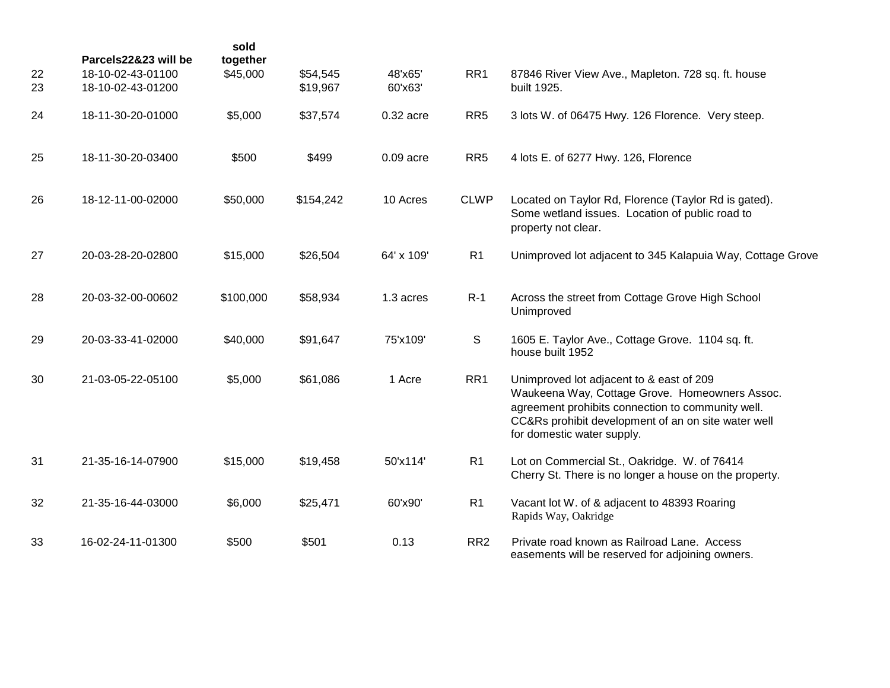| | Parcels22&23 will be | sold together | | | | |
|---|---|---|---|---|---|---|
| 22 | 18-10-02-43-01100 | $45,000 | $54,545 | 48'x65' | RR1 | 87846 River View Ave., Mapleton. 728 sq. ft. house built 1925. |
| 23 | 18-10-02-43-01200 | | $19,967 | 60'x63' | | |
| 24 | 18-11-30-20-01000 | $5,000 | $37,574 | 0.32 acre | RR5 | 3 lots W. of 06475 Hwy. 126 Florence. Very steep. |
| 25 | 18-11-30-20-03400 | $500 | $499 | 0.09 acre | RR5 | 4 lots E. of 6277 Hwy. 126, Florence |
| 26 | 18-12-11-00-02000 | $50,000 | $154,242 | 10 Acres | CLWP | Located on Taylor Rd, Florence (Taylor Rd is gated). Some wetland issues. Location of public road to property not clear. |
| 27 | 20-03-28-20-02800 | $15,000 | $26,504 | 64' x 109' | R1 | Unimproved lot adjacent to 345 Kalapuia Way, Cottage Grove |
| 28 | 20-03-32-00-00602 | $100,000 | $58,934 | 1.3 acres | R-1 | Across the street from Cottage Grove High School Unimproved |
| 29 | 20-03-33-41-02000 | $40,000 | $91,647 | 75'x109' | S | 1605 E. Taylor Ave., Cottage Grove. 1104 sq. ft. house built 1952 |
| 30 | 21-03-05-22-05100 | $5,000 | $61,086 | 1 Acre | RR1 | Unimproved lot adjacent to & east of 209 Waukeena Way, Cottage Grove. Homeowners Assoc. agreement prohibits connection to community well. CC&Rs prohibit development of an on site water well for domestic water supply. |
| 31 | 21-35-16-14-07900 | $15,000 | $19,458 | 50'x114' | R1 | Lot on Commercial St., Oakridge. W. of 76414 Cherry St. There is no longer a house on the property. |
| 32 | 21-35-16-44-03000 | $6,000 | $25,471 | 60'x90' | R1 | Vacant lot W. of & adjacent to 48393 Roaring Rapids Way, Oakridge |
| 33 | 16-02-24-11-01300 | $500 | $501 | 0.13 | RR2 | Private road known as Railroad Lane. Access easements will be reserved for adjoining owners. |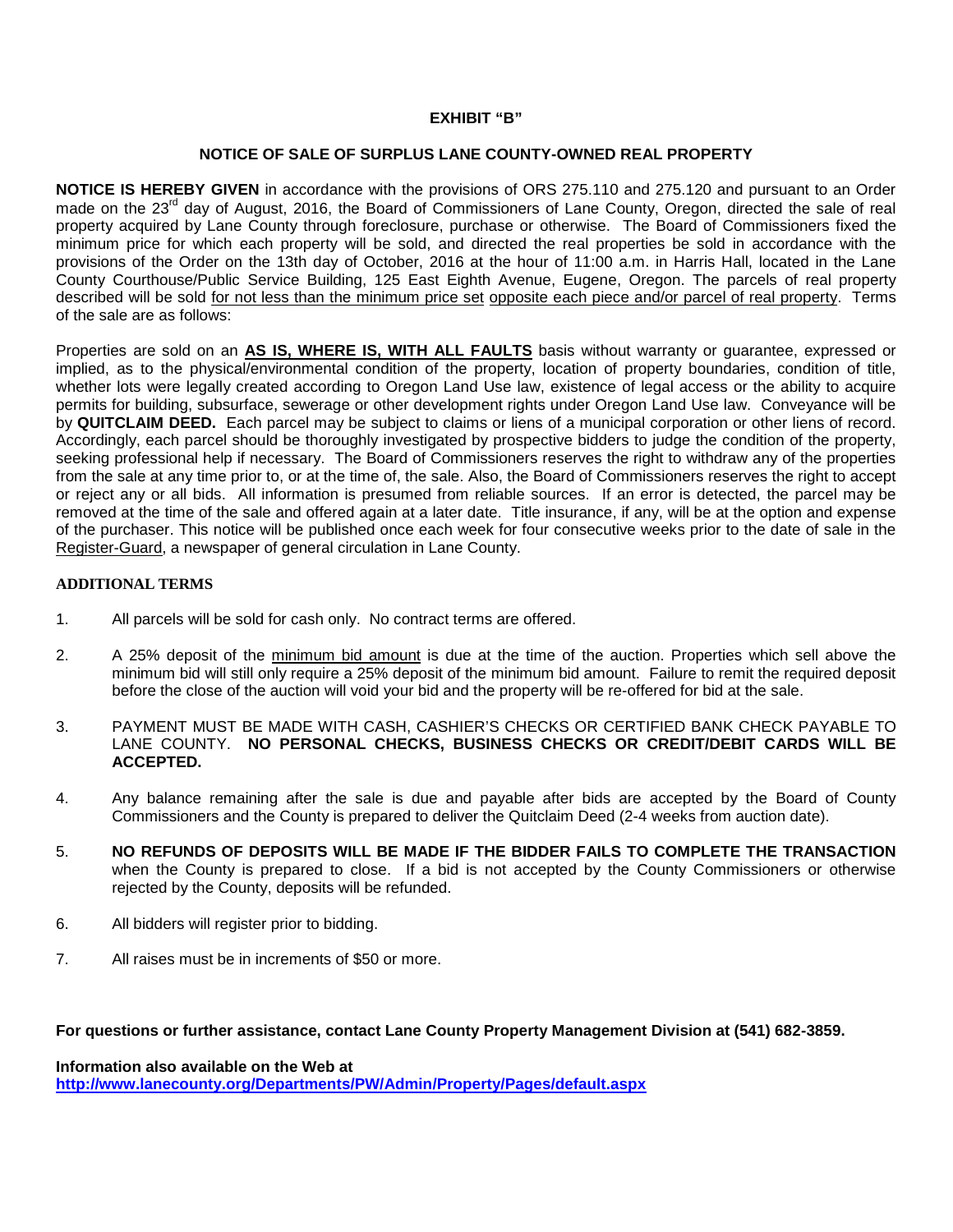**EXHIBIT "B"**

**NOTICE OF SALE OF SURPLUS LANE COUNTY-OWNED REAL PROPERTY**

**NOTICE IS HEREBY GIVEN** in accordance with the provisions of ORS 275.110 and 275.120 and pursuant to an Order made on the 23rd day of August, 2016, the Board of Commissioners of Lane County, Oregon, directed the sale of real property acquired by Lane County through foreclosure, purchase or otherwise. The Board of Commissioners fixed the minimum price for which each property will be sold, and directed the real properties be sold in accordance with the provisions of the Order on the 13th day of October, 2016 at the hour of 11:00 a.m. in Harris Hall, located in the Lane County Courthouse/Public Service Building, 125 East Eighth Avenue, Eugene, Oregon. The parcels of real property described will be sold for not less than the minimum price set opposite each piece and/or parcel of real property. Terms of the sale are as follows:

Properties are sold on an **AS IS, WHERE IS, WITH ALL FAULTS** basis without warranty or guarantee, expressed or implied, as to the physical/environmental condition of the property, location of property boundaries, condition of title, whether lots were legally created according to Oregon Land Use law, existence of legal access or the ability to acquire permits for building, subsurface, sewerage or other development rights under Oregon Land Use law. Conveyance will be by **QUITCLAIM DEED.** Each parcel may be subject to claims or liens of a municipal corporation or other liens of record. Accordingly, each parcel should be thoroughly investigated by prospective bidders to judge the condition of the property, seeking professional help if necessary. The Board of Commissioners reserves the right to withdraw any of the properties from the sale at any time prior to, or at the time of, the sale. Also, the Board of Commissioners reserves the right to accept or reject any or all bids. All information is presumed from reliable sources. If an error is detected, the parcel may be removed at the time of the sale and offered again at a later date. Title insurance, if any, will be at the option and expense of the purchaser. This notice will be published once each week for four consecutive weeks prior to the date of sale in the Register-Guard, a newspaper of general circulation in Lane County.

**ADDITIONAL TERMS**

1. All parcels will be sold for cash only. No contract terms are offered.

2. A 25% deposit of the minimum bid amount is due at the time of the auction. Properties which sell above the minimum bid will still only require a 25% deposit of the minimum bid amount. Failure to remit the required deposit before the close of the auction will void your bid and the property will be re-offered for bid at the sale.

3. PAYMENT MUST BE MADE WITH CASH, CASHIER'S CHECKS OR CERTIFIED BANK CHECK PAYABLE TO LANE COUNTY. **NO PERSONAL CHECKS, BUSINESS CHECKS OR CREDIT/DEBIT CARDS WILL BE ACCEPTED.**

4. Any balance remaining after the sale is due and payable after bids are accepted by the Board of County Commissioners and the County is prepared to deliver the Quitclaim Deed (2-4 weeks from auction date).

5. **NO REFUNDS OF DEPOSITS WILL BE MADE IF THE BIDDER FAILS TO COMPLETE THE TRANSACTION** when the County is prepared to close. If a bid is not accepted by the County Commissioners or otherwise rejected by the County, deposits will be refunded.

6. All bidders will register prior to bidding.

7. All raises must be in increments of $50 or more.

**For questions or further assistance, contact Lane County Property Management Division at (541) 682-3859.**

**Information also available on the Web at**
**http://www.lanecounty.org/Departments/PW/Admin/Property/Pages/default.aspx**